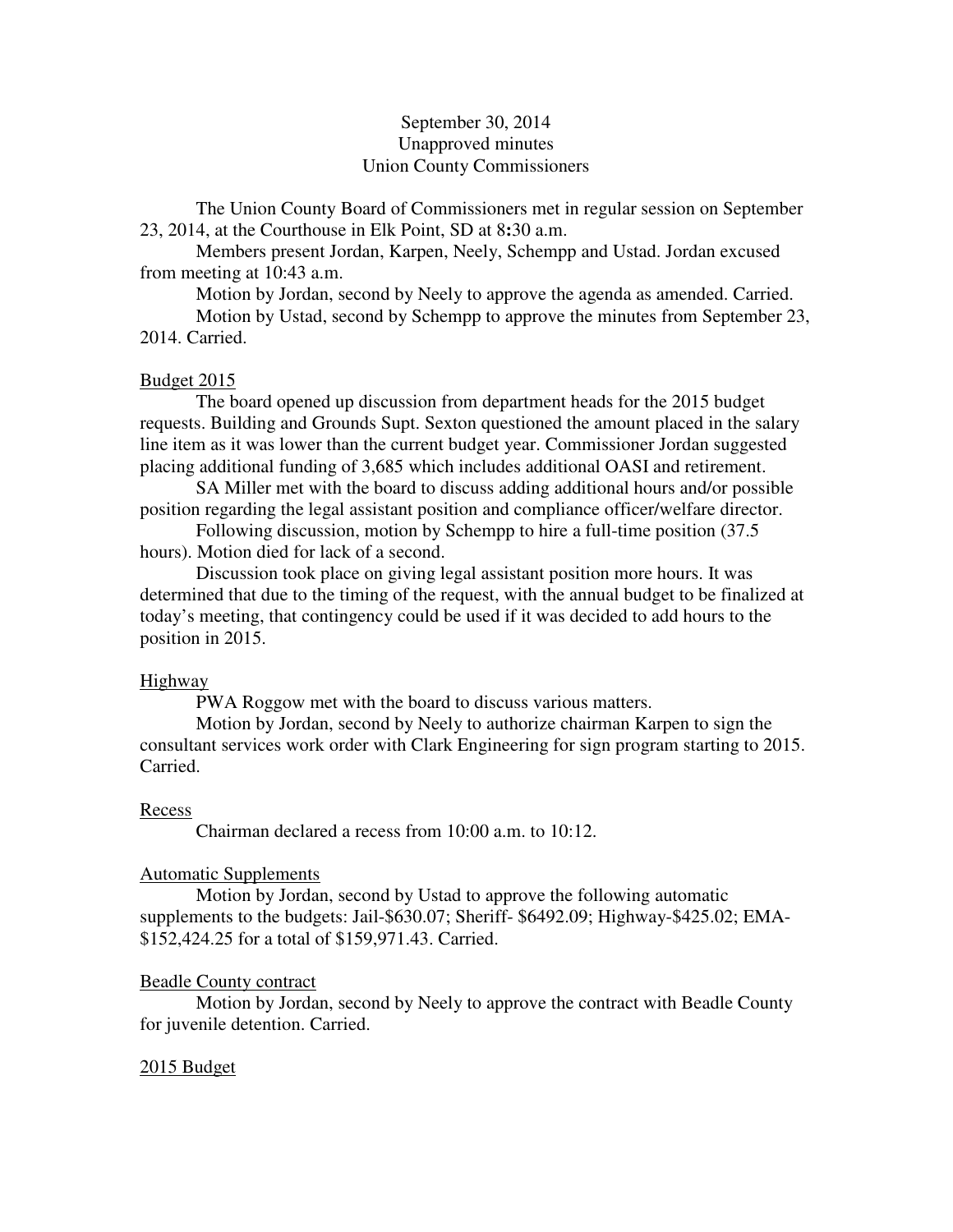September 30, 2014
Unapproved minutes
Union County Commissioners

The Union County Board of Commissioners met in regular session on September 23, 2014, at the Courthouse in Elk Point, SD at 8:30 a.m.

Members present Jordan, Karpen, Neely, Schempp and Ustad. Jordan excused from meeting at 10:43 a.m.

Motion by Jordan, second by Neely to approve the agenda as amended. Carried.

Motion by Ustad, second by Schempp to approve the minutes from September 23, 2014. Carried.

Budget 2015

The board opened up discussion from department heads for the 2015 budget requests. Building and Grounds Supt. Sexton questioned the amount placed in the salary line item as it was lower than the current budget year. Commissioner Jordan suggested placing additional funding of 3,685 which includes additional OASI and retirement.

SA Miller met with the board to discuss adding additional hours and/or possible position regarding the legal assistant position and compliance officer/welfare director.

Following discussion, motion by Schempp to hire a full-time position (37.5 hours). Motion died for lack of a second.

Discussion took place on giving legal assistant position more hours. It was determined that due to the timing of the request, with the annual budget to be finalized at today's meeting, that contingency could be used if it was decided to add hours to the position in 2015.

Highway

PWA Roggow met with the board to discuss various matters.

Motion by Jordan, second by Neely to authorize chairman Karpen to sign the consultant services work order with Clark Engineering for sign program starting to 2015. Carried.

Recess

Chairman declared a recess from 10:00 a.m. to 10:12.

Automatic Supplements

Motion by Jordan, second by Ustad to approve the following automatic supplements to the budgets: Jail-$630.07; Sheriff- $6492.09; Highway-$425.02; EMA-$152,424.25 for a total of $159,971.43. Carried.

Beadle County contract

Motion by Jordan, second by Neely to approve the contract with Beadle County for juvenile detention. Carried.

2015 Budget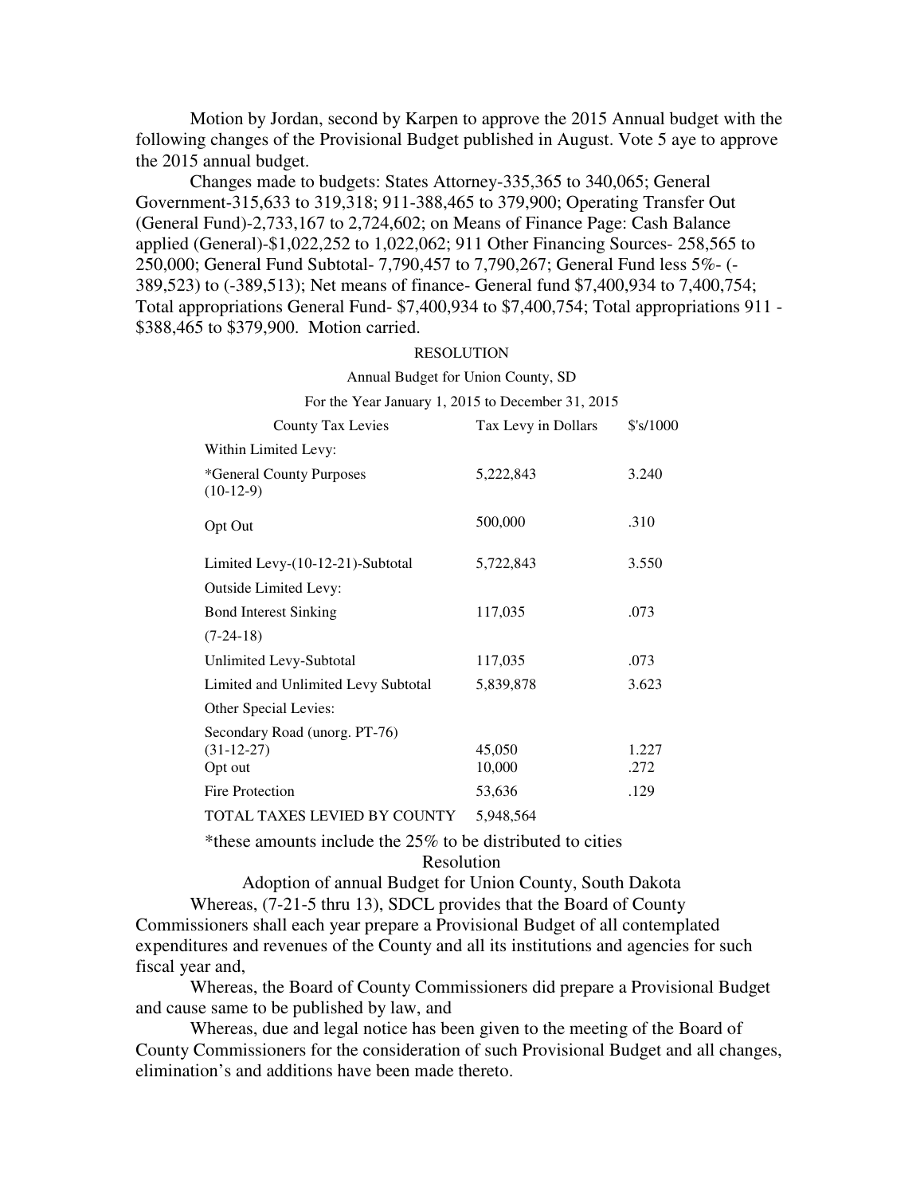Motion by Jordan, second by Karpen to approve the 2015 Annual budget with the following changes of the Provisional Budget published in August. Vote 5 aye to approve the 2015 annual budget.

Changes made to budgets: States Attorney-335,365 to 340,065; General Government-315,633 to 319,318; 911-388,465 to 379,900; Operating Transfer Out (General Fund)-2,733,167 to 2,724,602; on Means of Finance Page: Cash Balance applied (General)-$1,022,252 to 1,022,062; 911 Other Financing Sources- 258,565 to 250,000; General Fund Subtotal- 7,790,457 to 7,790,267; General Fund less 5%- (-389,523) to (-389,513); Net means of finance- General fund $7,400,934 to 7,400,754; Total appropriations General Fund- $7,400,934 to $7,400,754; Total appropriations 911 - $388,465 to $379,900. Motion carried.

RESOLUTION

Annual Budget for Union County, SD

For the Year January 1, 2015 to December 31, 2015

| County Tax Levies | Tax Levy in Dollars | $'s/1000 |
|---|---|---|
| Within Limited Levy: | | |
| *General County Purposes (10-12-9) | 5,222,843 | 3.240 |
| Opt Out | 500,000 | .310 |
| Limited Levy-(10-12-21)-Subtotal | 5,722,843 | 3.550 |
| Outside Limited Levy: | | |
| Bond Interest Sinking (7-24-18) | 117,035 | .073 |
| Unlimited Levy-Subtotal | 117,035 | .073 |
| Limited and Unlimited Levy Subtotal | 5,839,878 | 3.623 |
| Other Special Levies: | | |
| Secondary Road (unorg. PT-76) (31-12-27) | 45,050 | 1.227 |
| Opt out | 10,000 | .272 |
| Fire Protection | 53,636 | .129 |
| TOTAL TAXES LEVIED BY COUNTY | 5,948,564 | |

*these amounts include the 25% to be distributed to cities

Resolution

Adoption of annual Budget for Union County, South Dakota

Whereas, (7-21-5 thru 13), SDCL provides that the Board of County Commissioners shall each year prepare a Provisional Budget of all contemplated expenditures and revenues of the County and all its institutions and agencies for such fiscal year and,

Whereas, the Board of County Commissioners did prepare a Provisional Budget and cause same to be published by law, and

Whereas, due and legal notice has been given to the meeting of the Board of County Commissioners for the consideration of such Provisional Budget and all changes, elimination's and additions have been made thereto.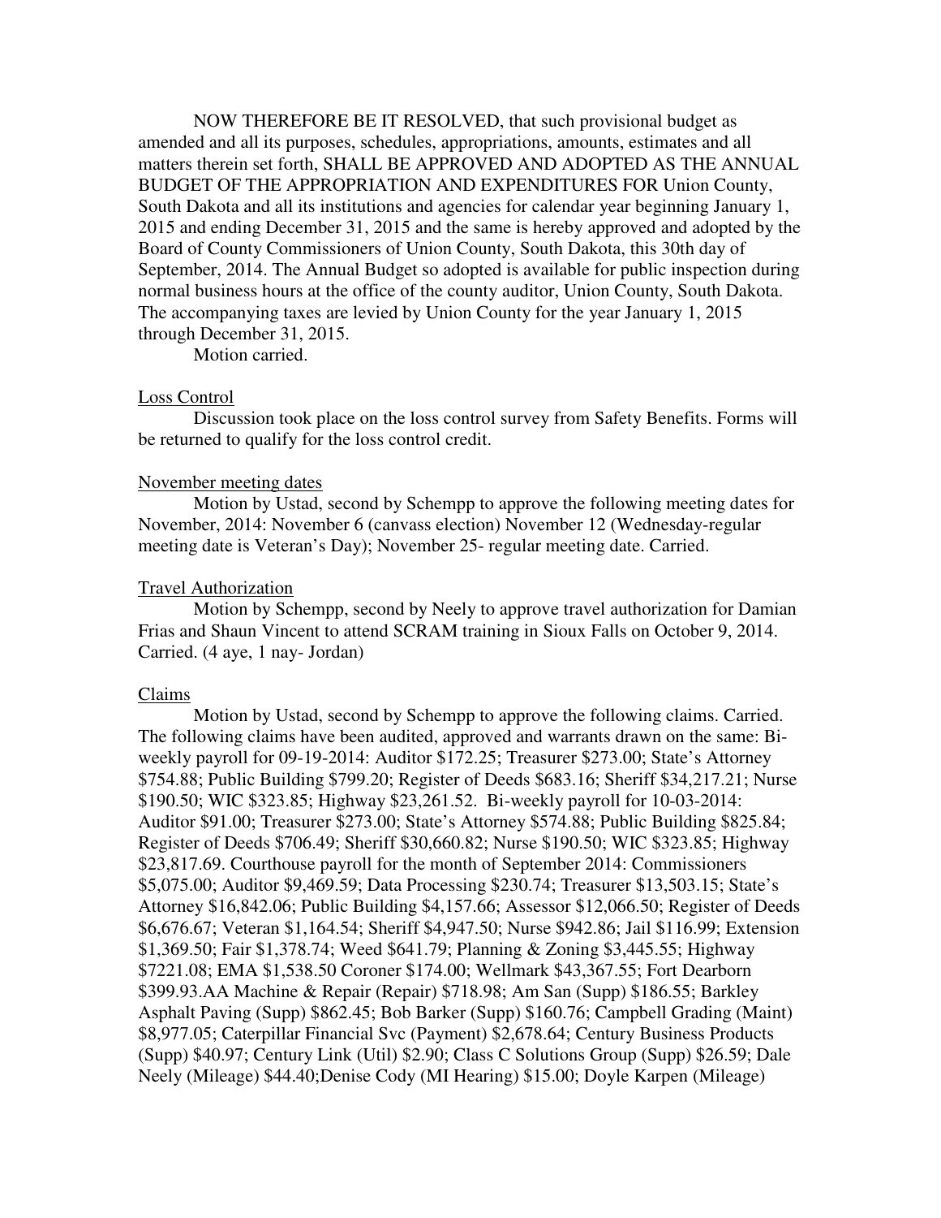NOW THEREFORE BE IT RESOLVED, that such provisional budget as amended and all its purposes, schedules, appropriations, amounts, estimates and all matters therein set forth, SHALL BE APPROVED AND ADOPTED AS THE ANNUAL BUDGET OF THE APPROPRIATION AND EXPENDITURES FOR Union County, South Dakota and all its institutions and agencies for calendar year beginning January 1, 2015 and ending December 31, 2015 and the same is hereby approved and adopted by the Board of County Commissioners of Union County, South Dakota, this 30th day of September, 2014. The Annual Budget so adopted is available for public inspection during normal business hours at the office of the county auditor, Union County, South Dakota. The accompanying taxes are levied by Union County for the year January 1, 2015 through December 31, 2015.

Motion carried.

Loss Control

Discussion took place on the loss control survey from Safety Benefits. Forms will be returned to qualify for the loss control credit.

November meeting dates

Motion by Ustad, second by Schempp to approve the following meeting dates for November, 2014: November 6 (canvass election) November 12 (Wednesday-regular meeting date is Veteran's Day); November 25- regular meeting date. Carried.

Travel Authorization

Motion by Schempp, second by Neely to approve travel authorization for Damian Frias and Shaun Vincent to attend SCRAM training in Sioux Falls on October 9, 2014. Carried. (4 aye, 1 nay- Jordan)

Claims

Motion by Ustad, second by Schempp to approve the following claims. Carried. The following claims have been audited, approved and warrants drawn on the same: Bi-weekly payroll for 09-19-2014: Auditor $172.25; Treasurer $273.00; State's Attorney $754.88; Public Building $799.20; Register of Deeds $683.16; Sheriff $34,217.21; Nurse $190.50; WIC $323.85; Highway $23,261.52. Bi-weekly payroll for 10-03-2014: Auditor $91.00; Treasurer $273.00; State's Attorney $574.88; Public Building $825.84; Register of Deeds $706.49; Sheriff $30,660.82; Nurse $190.50; WIC $323.85; Highway $23,817.69. Courthouse payroll for the month of September 2014: Commissioners $5,075.00; Auditor $9,469.59; Data Processing $230.74; Treasurer $13,503.15; State's Attorney $16,842.06; Public Building $4,157.66; Assessor $12,066.50; Register of Deeds $6,676.67; Veteran $1,164.54; Sheriff $4,947.50; Nurse $942.86; Jail $116.99; Extension $1,369.50; Fair $1,378.74; Weed $641.79; Planning & Zoning $3,445.55; Highway $7221.08; EMA $1,538.50 Coroner $174.00; Wellmark $43,367.55; Fort Dearborn $399.93.AA Machine & Repair (Repair) $718.98; Am San (Supp) $186.55; Barkley Asphalt Paving (Supp) $862.45; Bob Barker (Supp) $160.76; Campbell Grading (Maint) $8,977.05; Caterpillar Financial Svc (Payment) $2,678.64; Century Business Products (Supp) $40.97; Century Link (Util) $2.90; Class C Solutions Group (Supp) $26.59; Dale Neely (Mileage) $44.40;Denise Cody (MI Hearing) $15.00; Doyle Karpen (Mileage)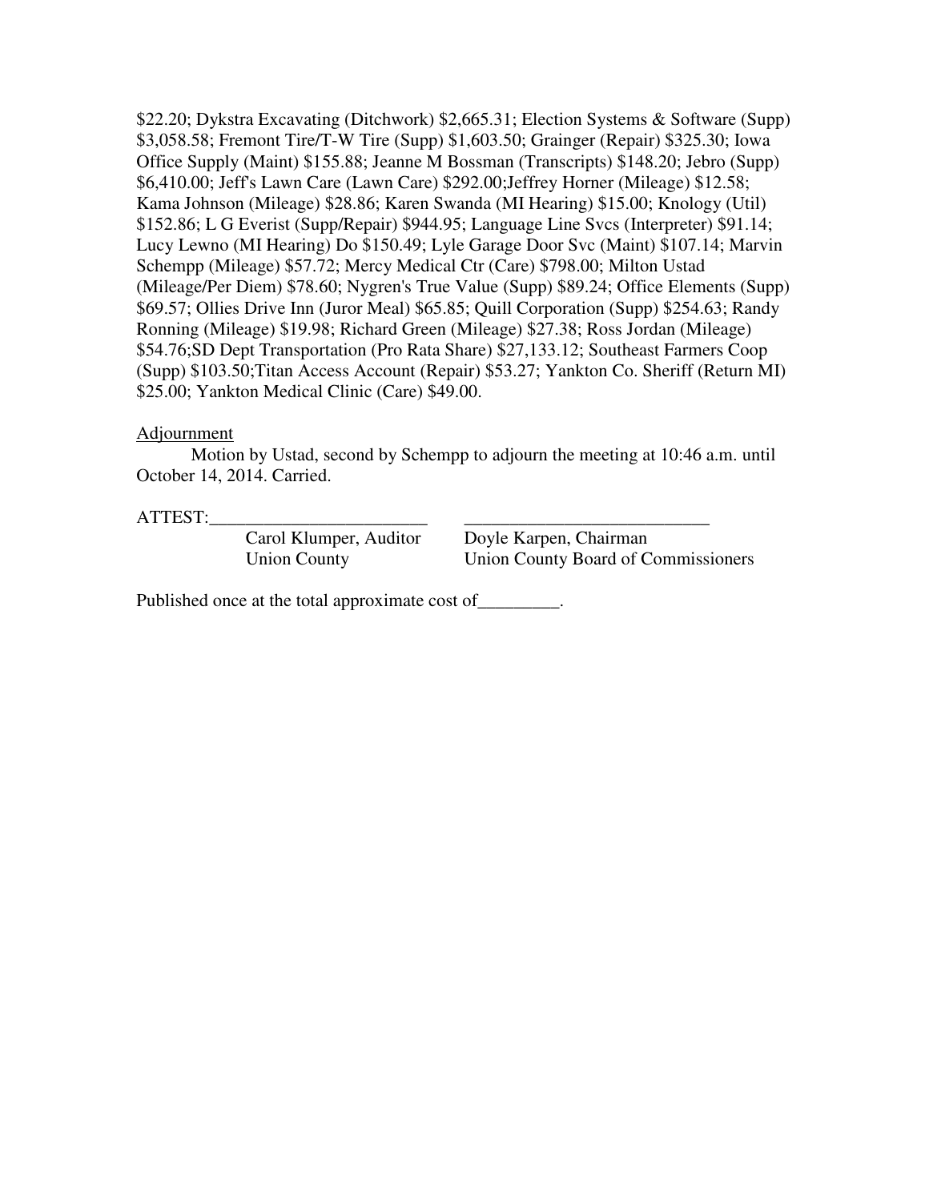$22.20; Dykstra Excavating (Ditchwork) $2,665.31; Election Systems & Software (Supp) $3,058.58; Fremont Tire/T-W Tire (Supp) $1,603.50; Grainger (Repair) $325.30; Iowa Office Supply (Maint) $155.88; Jeanne M Bossman (Transcripts) $148.20; Jebro (Supp) $6,410.00; Jeff's Lawn Care (Lawn Care) $292.00;Jeffrey Horner (Mileage) $12.58; Kama Johnson (Mileage) $28.86; Karen Swanda (MI Hearing) $15.00; Knology (Util) $152.86; L G Everist (Supp/Repair) $944.95; Language Line Svcs (Interpreter) $91.14; Lucy Lewno (MI Hearing) Do $150.49; Lyle Garage Door Svc (Maint) $107.14; Marvin Schempp (Mileage) $57.72; Mercy Medical Ctr (Care) $798.00; Milton Ustad (Mileage/Per Diem) $78.60; Nygren's True Value (Supp) $89.24; Office Elements (Supp) $69.57; Ollies Drive Inn (Juror Meal) $65.85; Quill Corporation (Supp) $254.63; Randy Ronning (Mileage) $19.98; Richard Green (Mileage) $27.38; Ross Jordan (Mileage) $54.76;SD Dept Transportation (Pro Rata Share) $27,133.12; Southeast Farmers Coop (Supp) $103.50;Titan Access Account (Repair) $53.27; Yankton Co. Sheriff (Return MI) $25.00; Yankton Medical Clinic (Care) $49.00.

Adjournment

Motion by Ustad, second by Schempp to adjourn the meeting at 10:46 a.m. until October 14, 2014. Carried.

ATTEST:________________________ ___________________________

Carol Klumper, Auditor
Union County

Doyle Karpen, Chairman
Union County Board of Commissioners

Published once at the total approximate cost of_________.